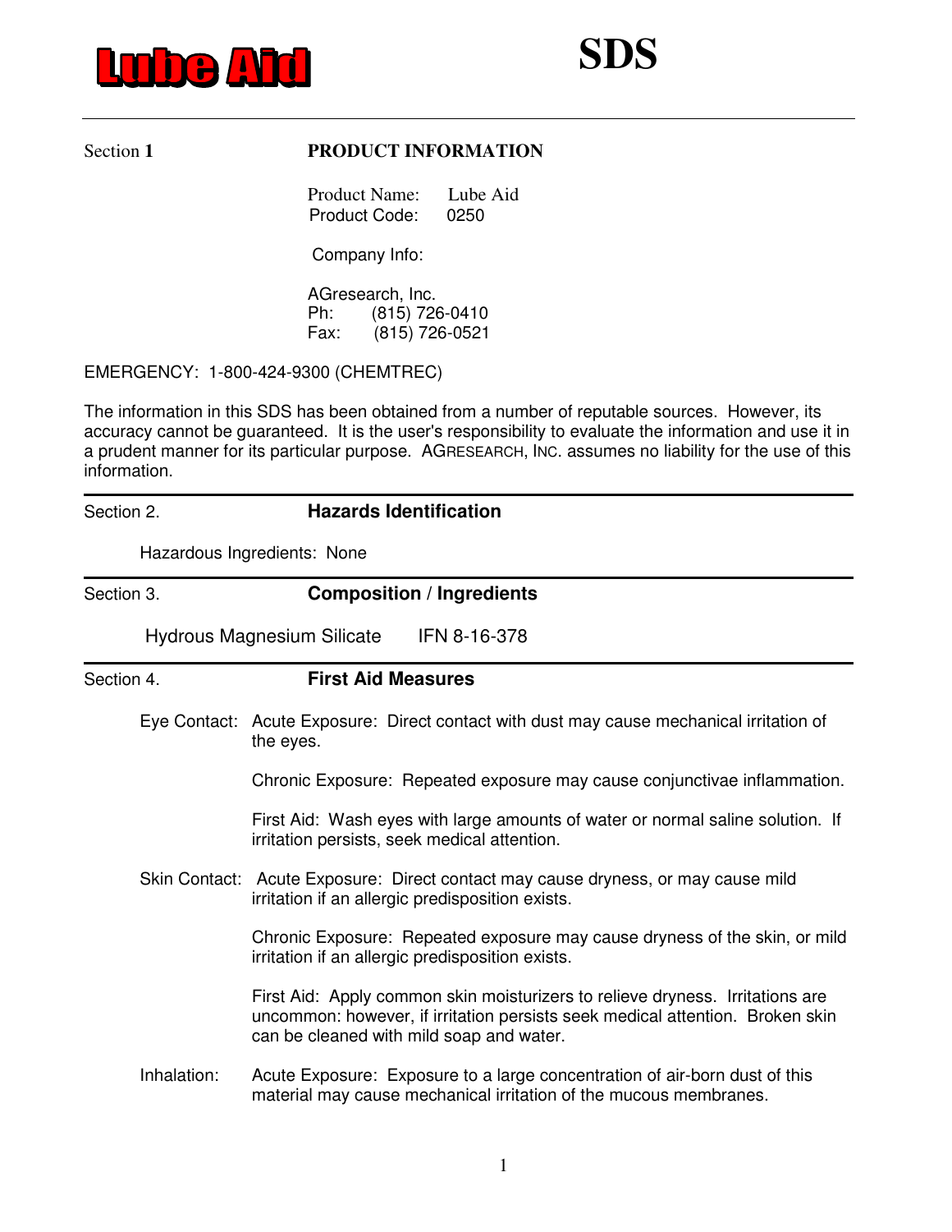# Lube Aid

# SDS

## Section 1 PRODUCT INFORMATION

Product Name: Lube Aid
Product Code: 0250

Company Info:

AGresearch, Inc.
Ph: (815) 726-0410
Fax: (815) 726-0521

EMERGENCY: 1-800-424-9300 (CHEMTREC)

The information in this SDS has been obtained from a number of reputable sources. However, its accuracy cannot be guaranteed. It is the user's responsibility to evaluate the information and use it in a prudent manner for its particular purpose. AGRESEARCH, INC. assumes no liability for the use of this information.

## Section 2. Hazards Identification

Hazardous Ingredients: None

## Section 3. Composition / Ingredients

Hydrous Magnesium Silicate IFN 8-16-378

## Section 4. First Aid Measures

**Eye Contact:** Acute Exposure: Direct contact with dust may cause mechanical irritation of the eyes.

Chronic Exposure: Repeated exposure may cause conjunctivae inflammation.

First Aid: Wash eyes with large amounts of water or normal saline solution. If irritation persists, seek medical attention.

**Skin Contact:** Acute Exposure: Direct contact may cause dryness, or may cause mild irritation if an allergic predisposition exists.

Chronic Exposure: Repeated exposure may cause dryness of the skin, or mild irritation if an allergic predisposition exists.

First Aid: Apply common skin moisturizers to relieve dryness. Irritations are uncommon: however, if irritation persists seek medical attention. Broken skin can be cleaned with mild soap and water.

**Inhalation:** Acute Exposure: Exposure to a large concentration of air-born dust of this material may cause mechanical irritation of the mucous membranes.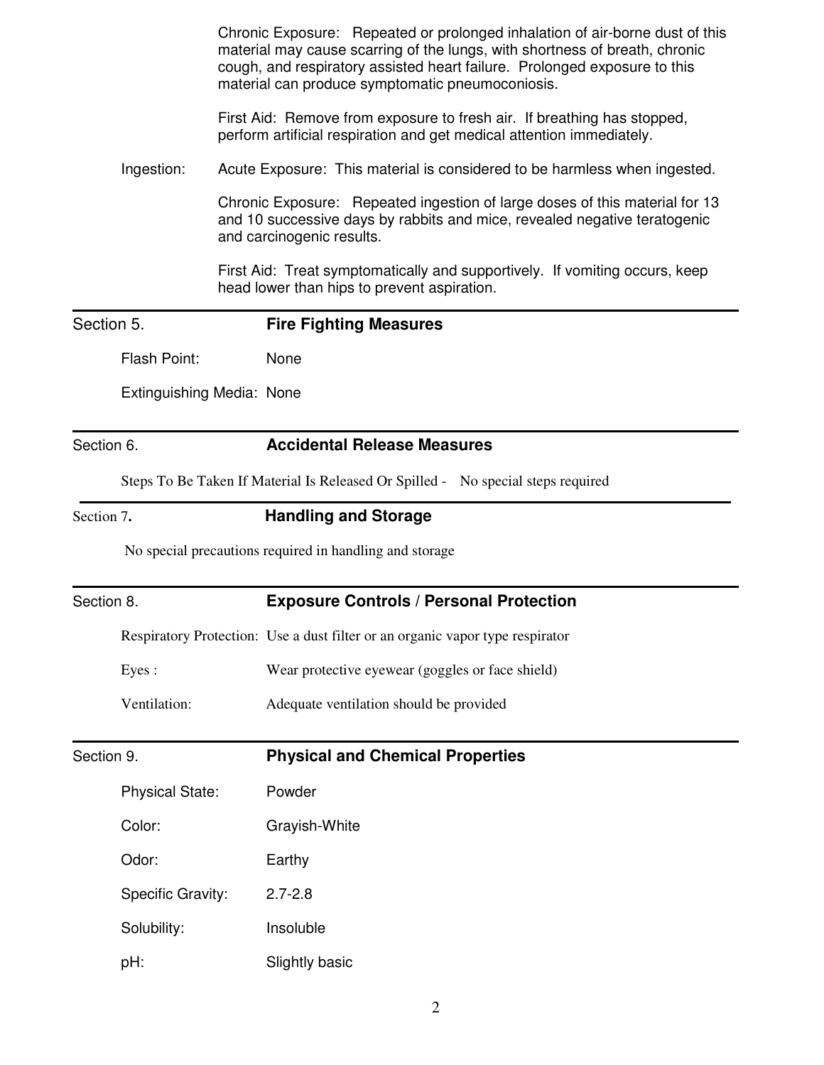Chronic Exposure: Repeated or prolonged inhalation of air-borne dust of this material may cause scarring of the lungs, with shortness of breath, chronic cough, and respiratory assisted heart failure. Prolonged exposure to this material can produce symptomatic pneumoconiosis.

First Aid: Remove from exposure to fresh air. If breathing has stopped, perform artificial respiration and get medical attention immediately.

Ingestion: Acute Exposure: This material is considered to be harmless when ingested.

Chronic Exposure: Repeated ingestion of large doses of this material for 13 and 10 successive days by rabbits and mice, revealed negative teratogenic and carcinogenic results.

First Aid: Treat symptomatically and supportively. If vomiting occurs, keep head lower than hips to prevent aspiration.

## Section 5. Fire Fighting Measures

Flash Point: None

Extinguishing Media: None

## Section 6. Accidental Release Measures

Steps To Be Taken If Material Is Released Or Spilled - No special steps required

## Section 7. Handling and Storage

No special precautions required in handling and storage

## Section 8. Exposure Controls / Personal Protection

Respiratory Protection: Use a dust filter or an organic vapor type respirator

Eyes : Wear protective eyewear (goggles or face shield)

Ventilation: Adequate ventilation should be provided

## Section 9. Physical and Chemical Properties

Physical State: Powder

Color: Grayish-White

Odor: Earthy

Specific Gravity: 2.7-2.8

Solubility: Insoluble

pH: Slightly basic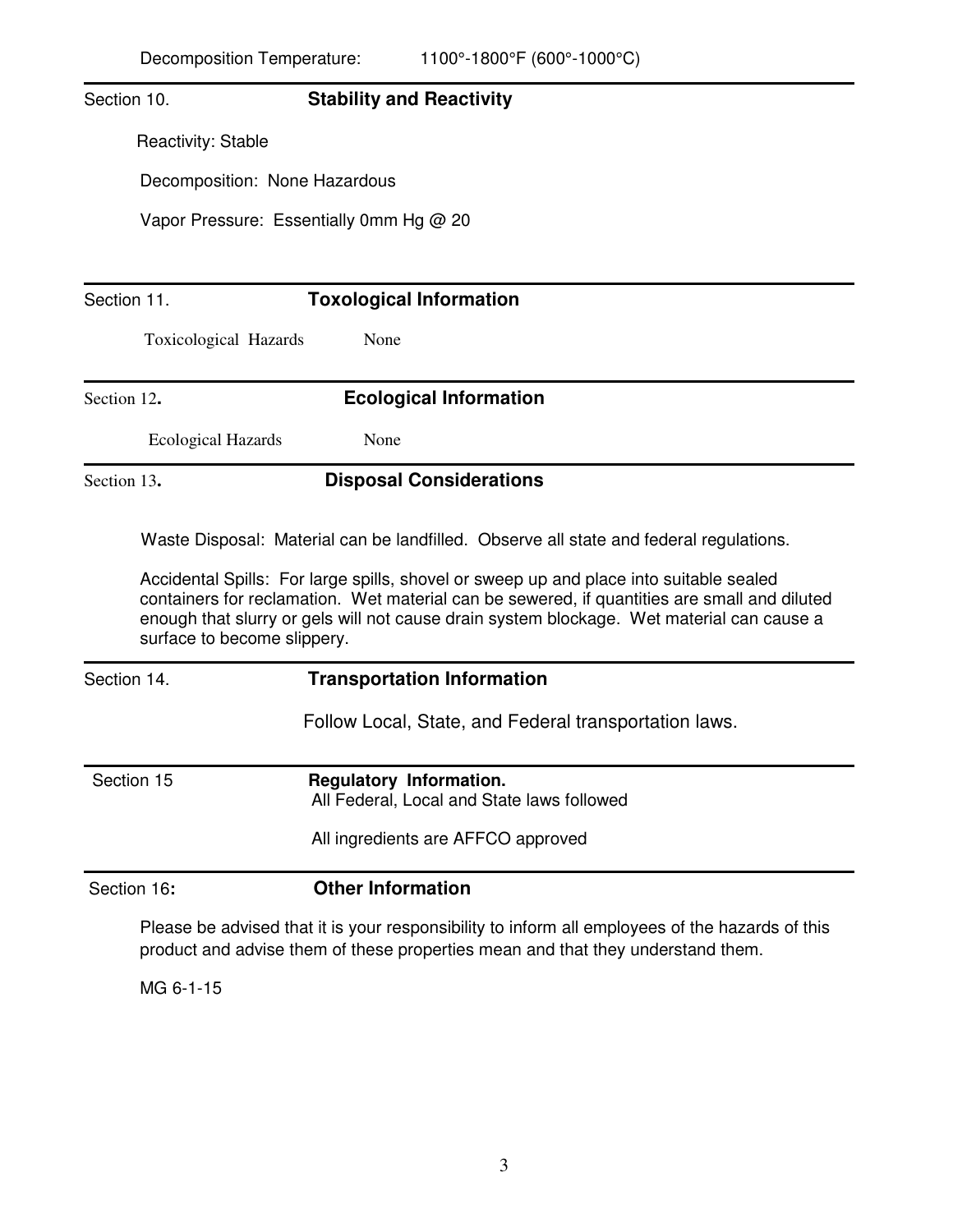Decomposition Temperature: 1100°-1800°F (600°-1000°C)

## Section 10. Stability and Reactivity

Reactivity: Stable

Decomposition: None Hazardous

Vapor Pressure: Essentially 0mm Hg @ 20

## Section 11. Toxological Information

Toxicological Hazards None

## Section 12. Ecological Information

Ecological Hazards None

## Section 13. Disposal Considerations

Waste Disposal: Material can be landfilled. Observe all state and federal regulations.

Accidental Spills: For large spills, shovel or sweep up and place into suitable sealed containers for reclamation. Wet material can be sewered, if quantities are small and diluted enough that slurry or gels will not cause drain system blockage. Wet material can cause a surface to become slippery.

## Section 14. Transportation Information

Follow Local, State, and Federal transportation laws.

## Section 15 Regulatory Information.

All Federal, Local and State laws followed

All ingredients are AFFCO approved

## Section 16: Other Information

Please be advised that it is your responsibility to inform all employees of the hazards of this product and advise them of these properties mean and that they understand them.

MG 6-1-15